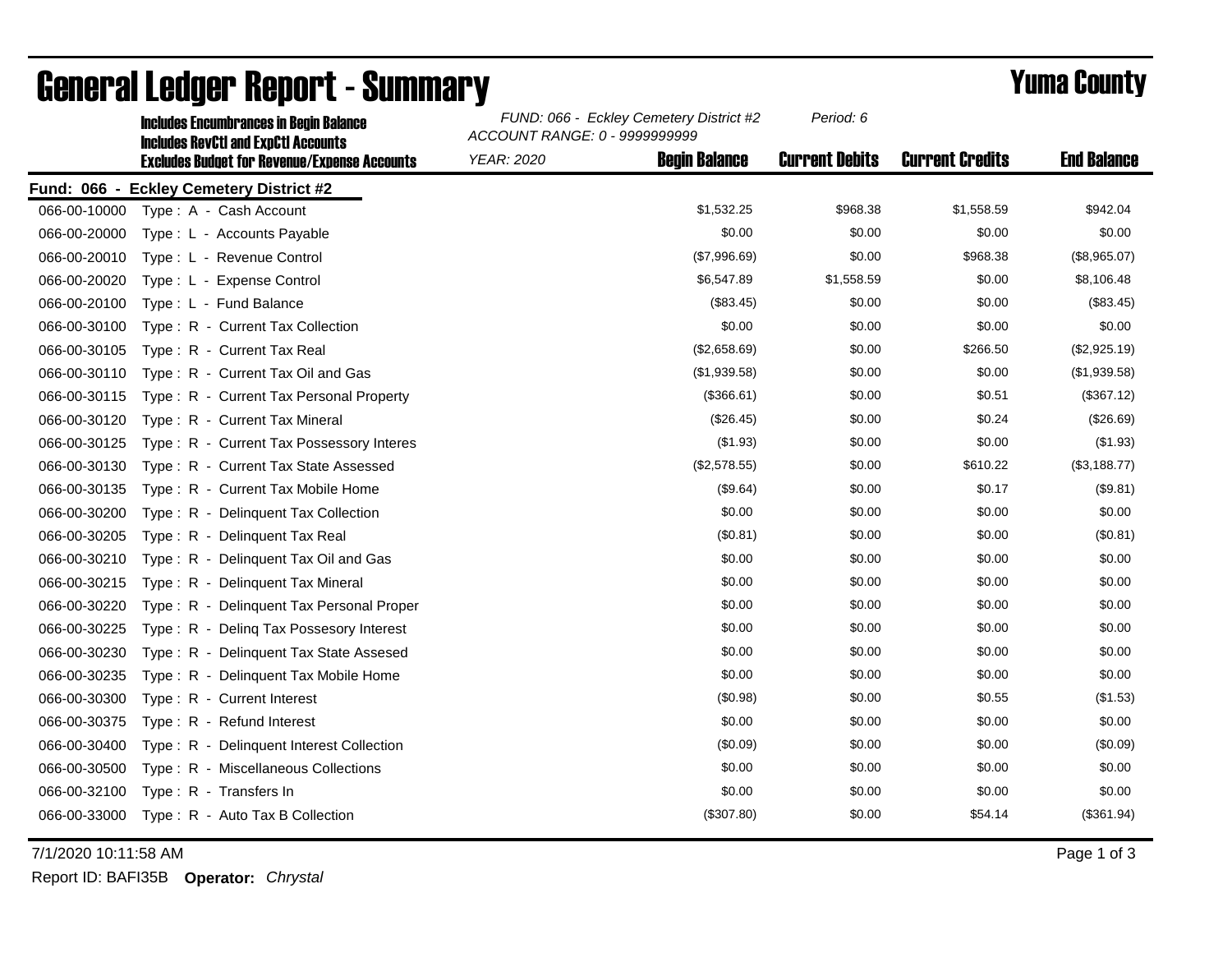# General Ledger Report - Summary

## Yuma County

**Includes Encumbrances in Begin Balance**
**Includes RevCtl and ExpCtl Accounts**
**Excludes Budget for Revenue/Expense Accounts**

*FUND: 066 - Eckley Cemetery District #2* *Period: 6*
*ACCOUNT RANGE: 0 - 9999999999*
*YEAR: 2020*

**Fund: 066 - Eckley Cemetery District #2**

| Account | Description | Begin Balance | Current Debits | Current Credits | End Balance |
|---|---|---|---|---|---|
| 066-00-10000 | Type : A - Cash Account | $1,532.25 | $968.38 | $1,558.59 | $942.04 |
| 066-00-20000 | Type : L - Accounts Payable | $0.00 | $0.00 | $0.00 | $0.00 |
| 066-00-20010 | Type : L - Revenue Control | ($7,996.69) | $0.00 | $968.38 | ($8,965.07) |
| 066-00-20020 | Type : L - Expense Control | $6,547.89 | $1,558.59 | $0.00 | $8,106.48 |
| 066-00-20100 | Type : L - Fund Balance | ($83.45) | $0.00 | $0.00 | ($83.45) |
| 066-00-30100 | Type : R - Current Tax Collection | $0.00 | $0.00 | $0.00 | $0.00 |
| 066-00-30105 | Type : R - Current Tax Real | ($2,658.69) | $0.00 | $266.50 | ($2,925.19) |
| 066-00-30110 | Type : R - Current Tax Oil and Gas | ($1,939.58) | $0.00 | $0.00 | ($1,939.58) |
| 066-00-30115 | Type : R - Current Tax Personal Property | ($366.61) | $0.00 | $0.51 | ($367.12) |
| 066-00-30120 | Type : R - Current Tax Mineral | ($26.45) | $0.00 | $0.24 | ($26.69) |
| 066-00-30125 | Type : R - Current Tax Possessory Interes | ($1.93) | $0.00 | $0.00 | ($1.93) |
| 066-00-30130 | Type : R - Current Tax State Assessed | ($2,578.55) | $0.00 | $610.22 | ($3,188.77) |
| 066-00-30135 | Type : R - Current Tax Mobile Home | ($9.64) | $0.00 | $0.17 | ($9.81) |
| 066-00-30200 | Type : R - Delinquent Tax Collection | $0.00 | $0.00 | $0.00 | $0.00 |
| 066-00-30205 | Type : R - Delinquent Tax Real | ($0.81) | $0.00 | $0.00 | ($0.81) |
| 066-00-30210 | Type : R - Delinquent Tax Oil and Gas | $0.00 | $0.00 | $0.00 | $0.00 |
| 066-00-30215 | Type : R - Delinquent Tax Mineral | $0.00 | $0.00 | $0.00 | $0.00 |
| 066-00-30220 | Type : R - Delinquent Tax Personal Proper | $0.00 | $0.00 | $0.00 | $0.00 |
| 066-00-30225 | Type : R - Delinq Tax Possesory Interest | $0.00 | $0.00 | $0.00 | $0.00 |
| 066-00-30230 | Type : R - Delinquent Tax State Assesed | $0.00 | $0.00 | $0.00 | $0.00 |
| 066-00-30235 | Type : R - Delinquent Tax Mobile Home | $0.00 | $0.00 | $0.00 | $0.00 |
| 066-00-30300 | Type : R - Current Interest | ($0.98) | $0.00 | $0.55 | ($1.53) |
| 066-00-30375 | Type : R - Refund Interest | $0.00 | $0.00 | $0.00 | $0.00 |
| 066-00-30400 | Type : R - Delinquent Interest Collection | ($0.09) | $0.00 | $0.00 | ($0.09) |
| 066-00-30500 | Type : R - Miscellaneous Collections | $0.00 | $0.00 | $0.00 | $0.00 |
| 066-00-32100 | Type : R - Transfers In | $0.00 | $0.00 | $0.00 | $0.00 |
| 066-00-33000 | Type : R - Auto Tax B Collection | ($307.80) | $0.00 | $54.14 | ($361.94) |

7/1/2020 10:11:58 AM

Report ID: BAFI35B **Operator:** *Chrystal*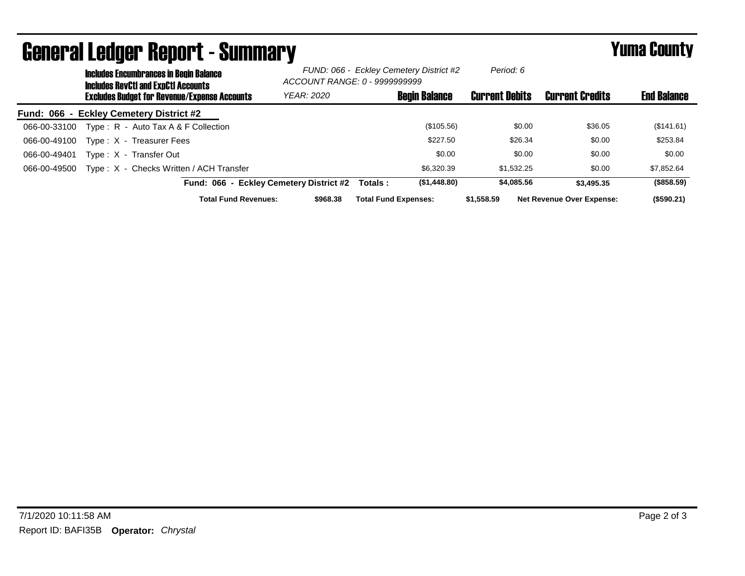# General Ledger Report - Summary

## Yuma County

**Includes Encumbrances in Begin Balance**
**Includes RevCtl and ExpCtl Accounts**
**Excludes Budget for Revenue/Expense Accounts**

*FUND: 066 - Eckley Cemetery District #2*
*ACCOUNT RANGE: 0 - 9999999999*
*YEAR: 2020*
*Period: 6*

| Account | Description | Begin Balance | Current Debits | Current Credits | End Balance |
|---|---|---|---|---|---|
| **Fund: 066 - Eckley Cemetery District #2** | | | | | |
| 066-00-33100 | Type : R - Auto Tax A & F Collection | ($105.56) | $0.00 | $36.05 | ($141.61) |
| 066-00-49100 | Type : X - Treasurer Fees | $227.50 | $26.34 | $0.00 | $253.84 |
| 066-00-49401 | Type : X - Transfer Out | $0.00 | $0.00 | $0.00 | $0.00 |
| 066-00-49500 | Type : X - Checks Written / ACH Transfer | $6,320.39 | $1,532.25 | $0.00 | $7,852.64 |
| | **Fund: 066 - Eckley Cemetery District #2 Totals :** | **($1,448.80)** | **$4,085.56** | **$3,495.35** | **($858.59)** |

**Total Fund Revenues:** **$968.38** **Total Fund Expenses:** **$1,558.59** **Net Revenue Over Expense:** **($590.21)**

7/1/2020 10:11:58 AM

Report ID: BAFI35B **Operator:** *Chrystal*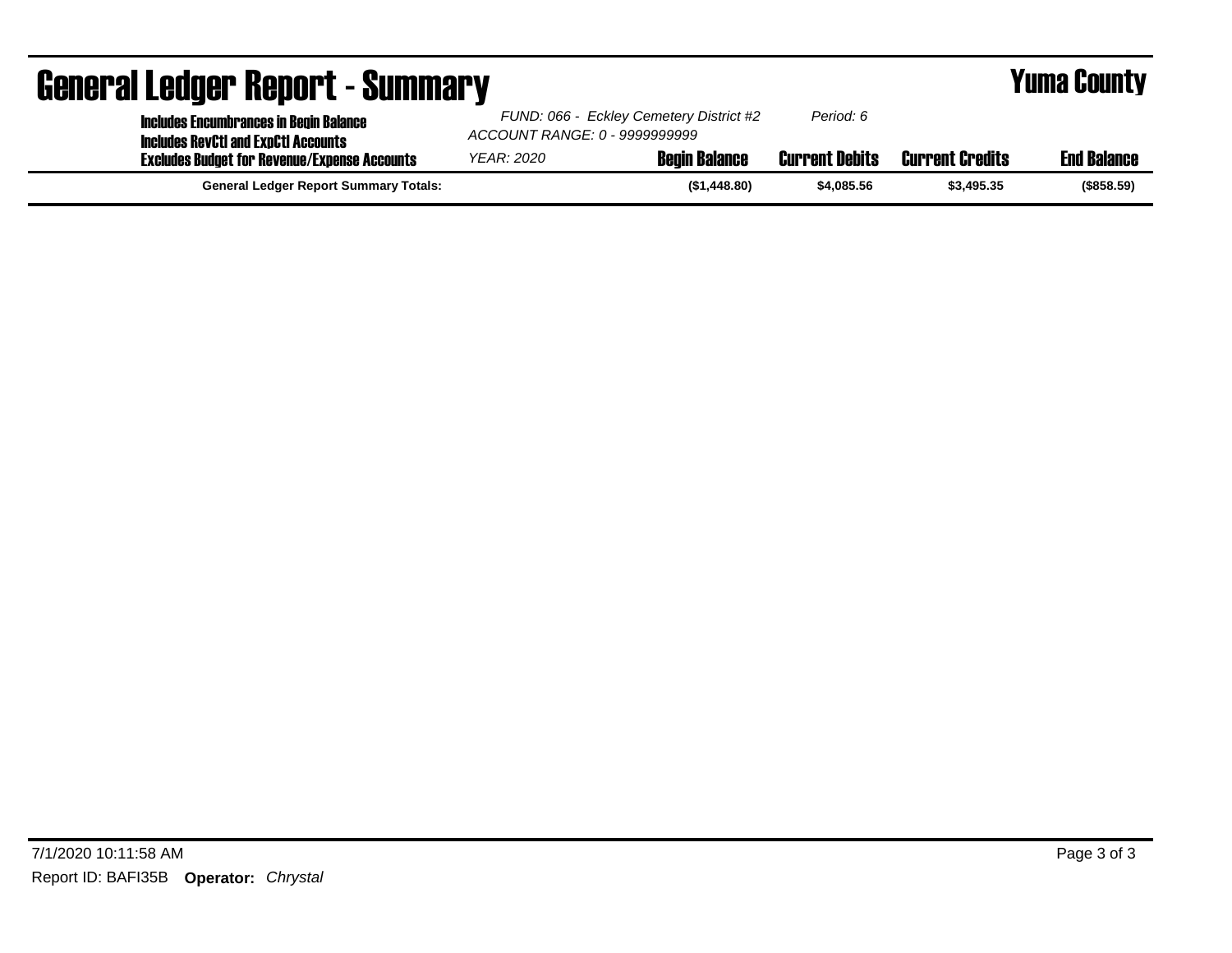# General Ledger Report - Summary

**Yuma County**

**Includes Encumbrances in Begin Balance**
**Includes RevCtl and ExpCtl Accounts**
**Excludes Budget for Revenue/Expense Accounts**

*FUND: 066 - Eckley Cemetery District #2*
*ACCOUNT RANGE: 0 - 9999999999*
*YEAR: 2020*
*Period: 6*

| | Begin Balance | Current Debits | Current Credits | End Balance |
|---|---|---|---|---|
| **General Ledger Report Summary Totals:** | **($1,448.80)** | **$4,085.56** | **$3,495.35** | **($858.59)** |

7/1/2020 10:11:58 AM

Report ID: BAFI35B **Operator:** *Chrystal*